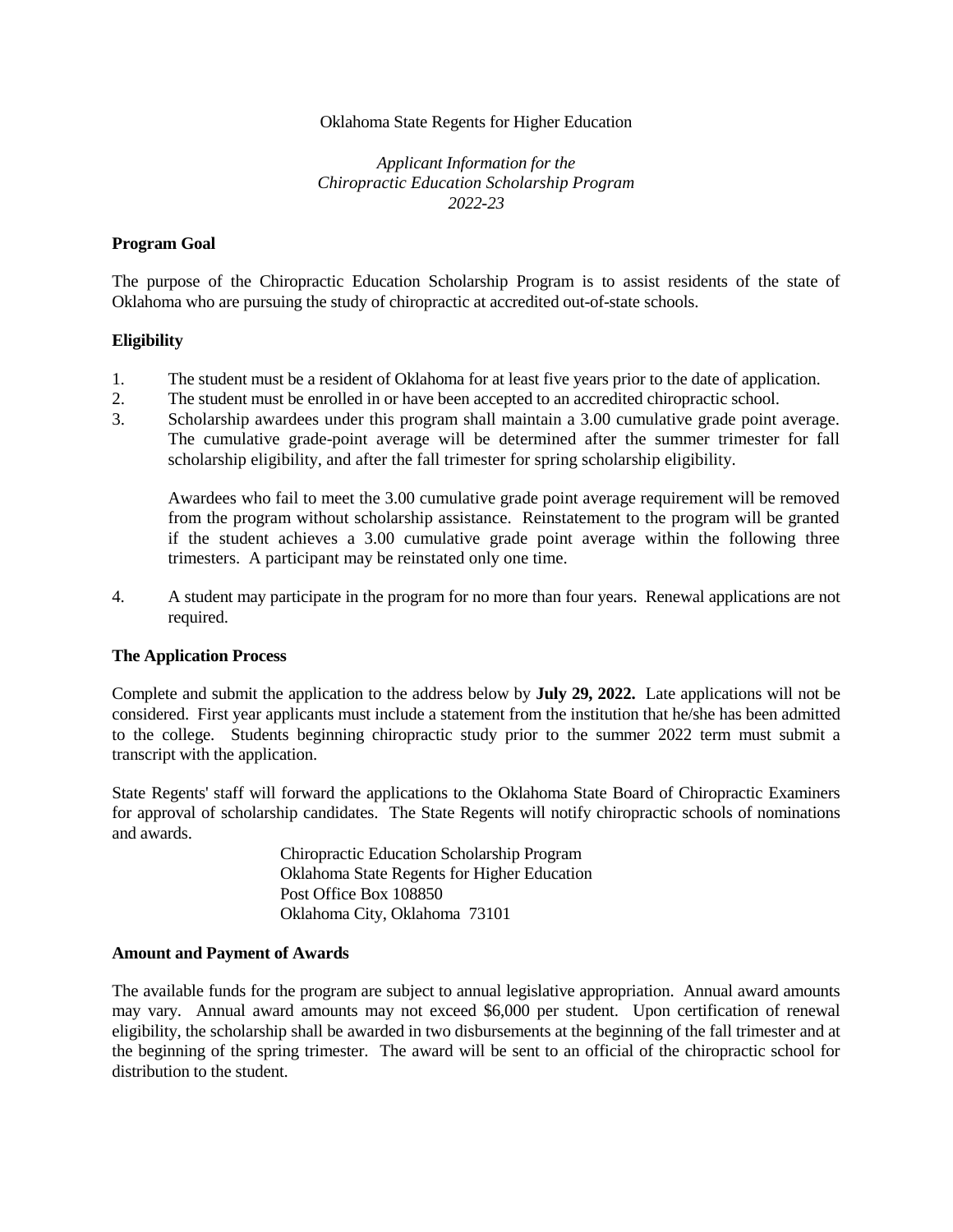Oklahoma State Regents for Higher Education

*Applicant Information for the*
*Chiropractic Education Scholarship Program*
*2022-23*

**Program Goal**

The purpose of the Chiropractic Education Scholarship Program is to assist residents of the state of Oklahoma who are pursuing the study of chiropractic at accredited out-of-state schools.

**Eligibility**

1. The student must be a resident of Oklahoma for at least five years prior to the date of application.
2. The student must be enrolled in or have been accepted to an accredited chiropractic school.
3. Scholarship awardees under this program shall maintain a 3.00 cumulative grade point average. The cumulative grade-point average will be determined after the summer trimester for fall scholarship eligibility, and after the fall trimester for spring scholarship eligibility.

   Awardees who fail to meet the 3.00 cumulative grade point average requirement will be removed from the program without scholarship assistance. Reinstatement to the program will be granted if the student achieves a 3.00 cumulative grade point average within the following three trimesters. A participant may be reinstated only one time.

4. A student may participate in the program for no more than four years. Renewal applications are not required.

**The Application Process**

Complete and submit the application to the address below by **July 29, 2022.** Late applications will not be considered. First year applicants must include a statement from the institution that he/she has been admitted to the college. Students beginning chiropractic study prior to the summer 2022 term must submit a transcript with the application.

State Regents' staff will forward the applications to the Oklahoma State Board of Chiropractic Examiners for approval of scholarship candidates. The State Regents will notify chiropractic schools of nominations and awards.

Chiropractic Education Scholarship Program
Oklahoma State Regents for Higher Education
Post Office Box 108850
Oklahoma City, Oklahoma 73101

**Amount and Payment of Awards**

The available funds for the program are subject to annual legislative appropriation. Annual award amounts may vary. Annual award amounts may not exceed $6,000 per student. Upon certification of renewal eligibility, the scholarship shall be awarded in two disbursements at the beginning of the fall trimester and at the beginning of the spring trimester. The award will be sent to an official of the chiropractic school for distribution to the student.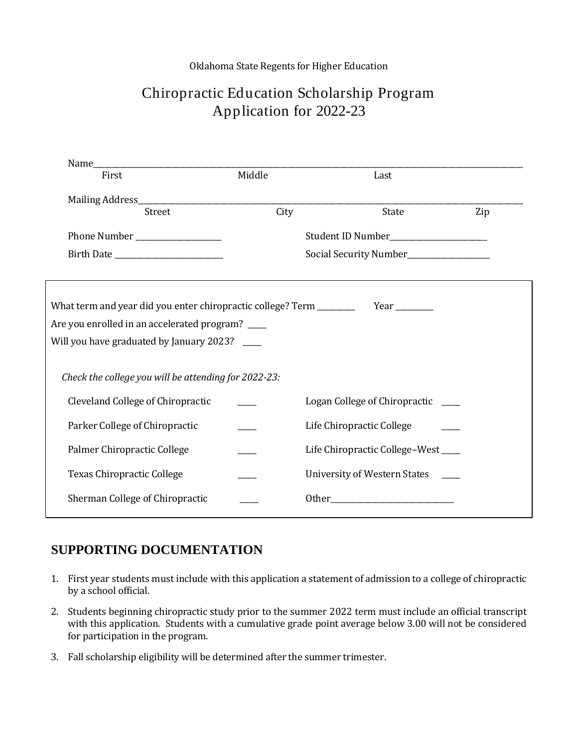Oklahoma State Regents for Higher Education

# Chiropractic Education Scholarship Program
## Application for 2022-23

Name___________________________________________________________________________
First Middle Last

Mailing Address__________________________________________________________________
Street City State Zip

Phone Number ____________________ Student ID Number______________________

Birth Date _________________________ Social Security Number___________________

What term and year did you enter chiropractic college? Term _________ Year _________

Are you enrolled in an accelerated program? _____

Will you have graduated by January 2023? _____

*Check the college you will be attending for 2022-23:*

| | | | |
|---|---|---|---|
| Cleveland College of Chiropractic | _____ | Logan College of Chiropractic | _____ |
| Parker College of Chiropractic | _____ | Life Chiropractic College | _____ |
| Palmer Chiropractic College | _____ | Life Chiropractic College–West | _____ |
| Texas Chiropractic College | _____ | University of Western States | _____ |
| Sherman College of Chiropractic | _____ | Other______________________________ | |

## SUPPORTING DOCUMENTATION

1. First year students must include with this application a statement of admission to a college of chiropractic by a school official.
2. Students beginning chiropractic study prior to the summer 2022 term must include an official transcript with this application. Students with a cumulative grade point average below 3.00 will not be considered for participation in the program.
3. Fall scholarship eligibility will be determined after the summer trimester.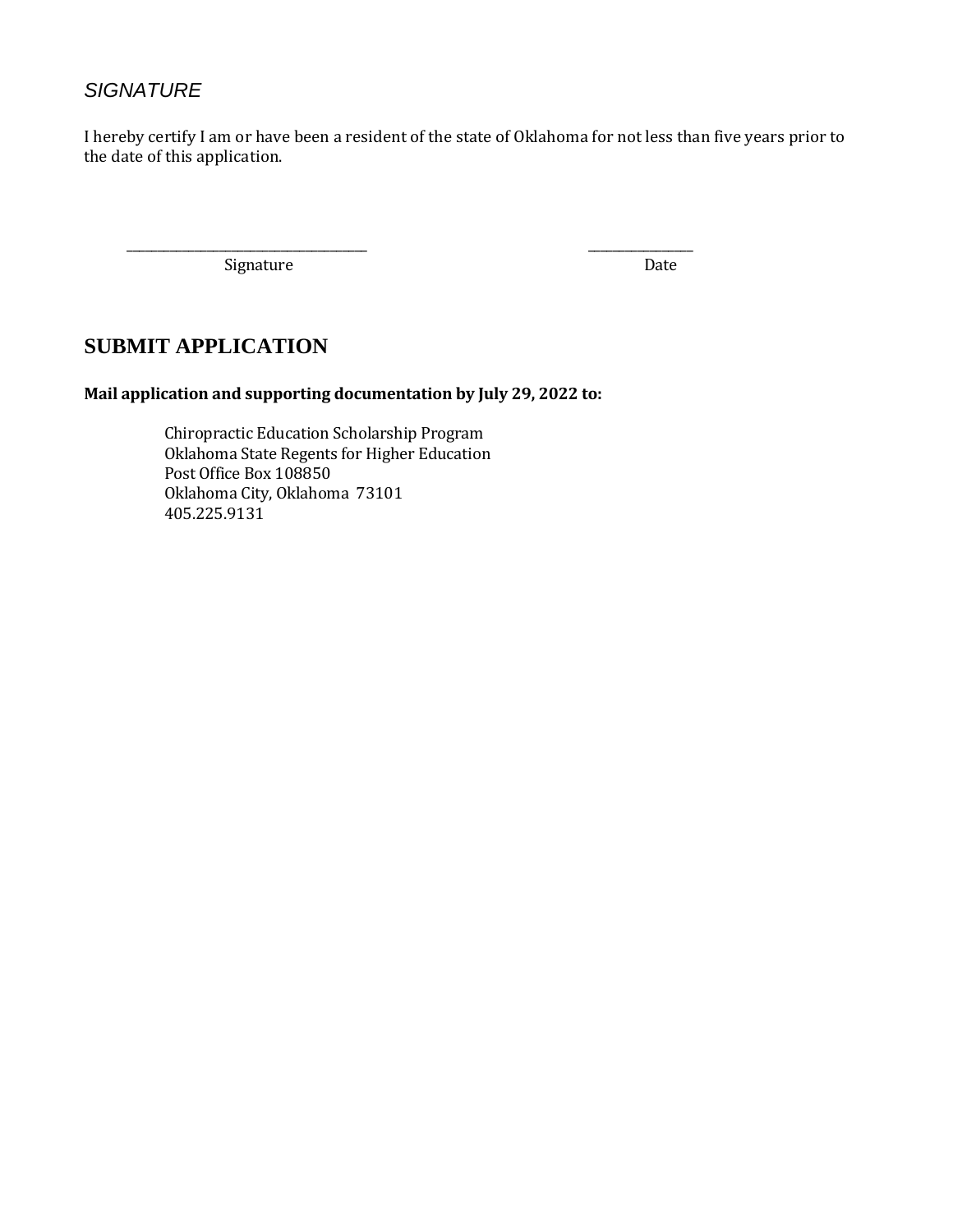## *SIGNATURE*

I hereby certify I am or have been a resident of the state of Oklahoma for not less than five years prior to the date of this application.

\_\_\_\_\_\_\_\_\_\_\_\_\_\_\_\_\_\_\_\_\_\_\_\_\_\_\_\_\_\_\_\_\_\_\_\_ Signature

\_\_\_\_\_\_\_\_\_\_\_\_\_\_\_\_ Date

## SUBMIT APPLICATION

**Mail application and supporting documentation by July 29, 2022 to:**

Chiropractic Education Scholarship Program
Oklahoma State Regents for Higher Education
Post Office Box 108850
Oklahoma City, Oklahoma 73101
405.225.9131